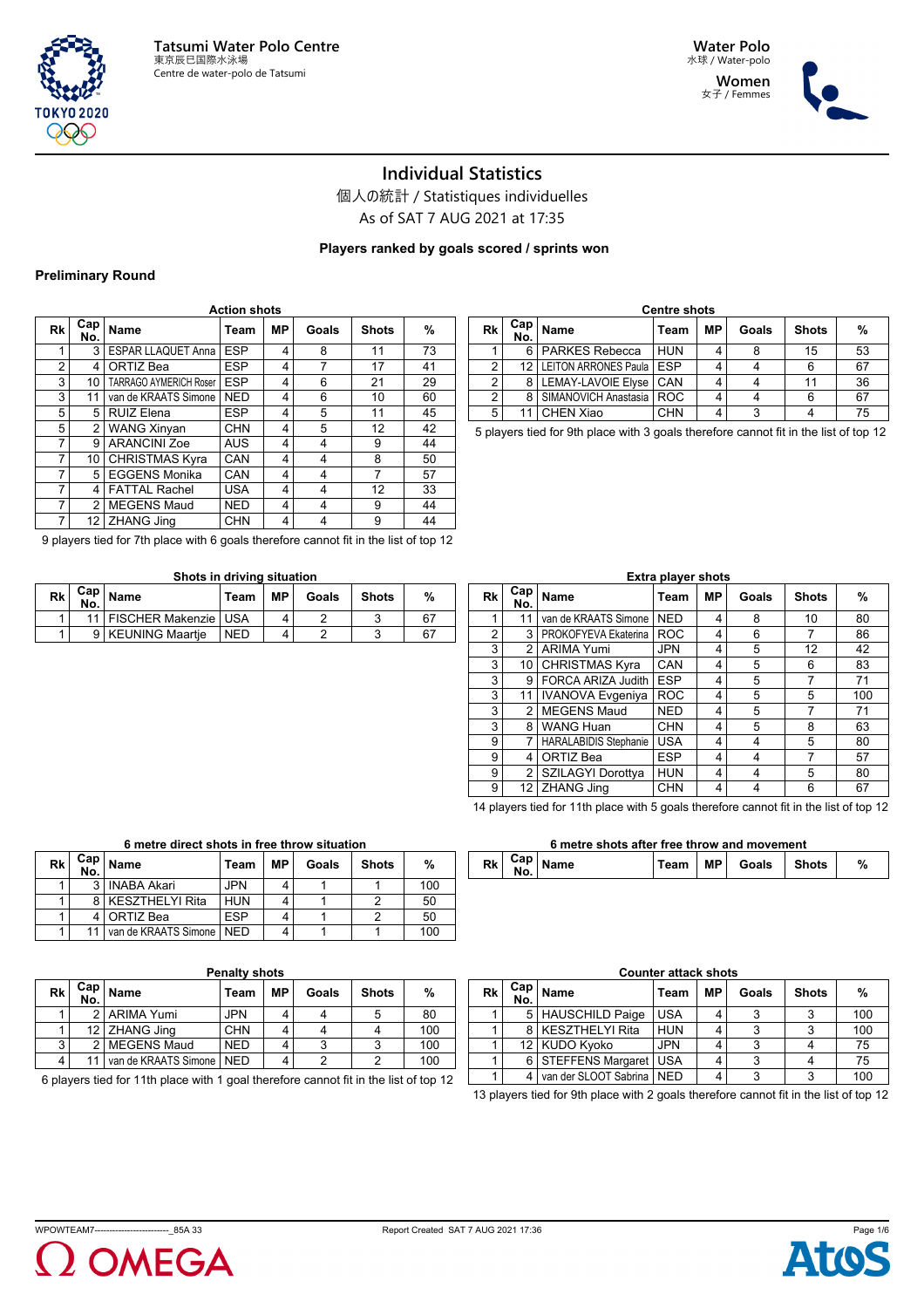Tatsumi Water Polo Centre
東京辰巳国際水泳場
Centre de water-polo de Tatsumi

Water Polo
水球 / Water-polo

Women
女子 / Femmes

# Individual Statistics

個人の統計 / Statistiques individuelles

As of SAT 7 AUG 2021 at 17:35

**Players ranked by goals scored / sprints won**

### Preliminary Round

**Action shots**

| Rk | Cap No. | Name | Team | MP | Goals | Shots | % |
|---|---|---|---|---|---|---|---|
| 1 | 3 | ESPAR LLAQUET Anna | ESP | 4 | 8 | 11 | 73 |
| 2 | 4 | ORTIZ Bea | ESP | 4 | 7 | 17 | 41 |
| 3 | 10 | TARRAGO AYMERICH Roser | ESP | 4 | 6 | 21 | 29 |
| 3 | 11 | van de KRAATS Simone | NED | 4 | 6 | 10 | 60 |
| 5 | 5 | RUIZ Elena | ESP | 4 | 5 | 11 | 45 |
| 5 | 2 | WANG Xinyan | CHN | 4 | 5 | 12 | 42 |
| 7 | 9 | ARANCINI Zoe | AUS | 4 | 4 | 9 | 44 |
| 7 | 10 | CHRISTMAS Kyra | CAN | 4 | 4 | 8 | 50 |
| 7 | 5 | EGGENS Monika | CAN | 4 | 4 | 7 | 57 |
| 7 | 4 | FATTAL Rachel | USA | 4 | 4 | 12 | 33 |
| 7 | 2 | MEGENS Maud | NED | 4 | 4 | 9 | 44 |
| 7 | 12 | ZHANG Jing | CHN | 4 | 4 | 9 | 44 |

9 players tied for 7th place with 6 goals therefore cannot fit in the list of top 12

**Centre shots**

| Rk | Cap No. | Name | Team | MP | Goals | Shots | % |
|---|---|---|---|---|---|---|---|
| 1 | 6 | PARKES Rebecca | HUN | 4 | 8 | 15 | 53 |
| 2 | 12 | LEITON ARRONES Paula | ESP | 4 | 4 | 6 | 67 |
| 2 | 8 | LEMAY-LAVOIE Elyse | CAN | 4 | 4 | 11 | 36 |
| 2 | 8 | SIMANOVICH Anastasia | ROC | 4 | 4 | 6 | 67 |
| 5 | 11 | CHEN Xiao | CHN | 4 | 3 | 4 | 75 |

5 players tied for 9th place with 3 goals therefore cannot fit in the list of top 12

**Shots in driving situation**

| Rk | Cap No. | Name | Team | MP | Goals | Shots | % |
|---|---|---|---|---|---|---|---|
| 1 | 11 | FISCHER Makenzie | USA | 4 | 2 | 3 | 67 |
| 1 | 9 | KEUNING Maartje | NED | 4 | 2 | 3 | 67 |

**Extra player shots**

| Rk | Cap No. | Name | Team | MP | Goals | Shots | % |
|---|---|---|---|---|---|---|---|
| 1 | 11 | van de KRAATS Simone | NED | 4 | 8 | 10 | 80 |
| 2 | 3 | PROKOFYEVA Ekaterina | ROC | 4 | 6 | 7 | 86 |
| 3 | 2 | ARIMA Yumi | JPN | 4 | 5 | 12 | 42 |
| 3 | 10 | CHRISTMAS Kyra | CAN | 4 | 5 | 6 | 83 |
| 3 | 9 | FORCA ARIZA Judith | ESP | 4 | 5 | 7 | 71 |
| 3 | 11 | IVANOVA Evgeniya | ROC | 4 | 5 | 5 | 100 |
| 3 | 2 | MEGENS Maud | NED | 4 | 5 | 7 | 71 |
| 3 | 8 | WANG Huan | CHN | 4 | 5 | 8 | 63 |
| 9 | 7 | HARALABIDIS Stephanie | USA | 4 | 4 | 5 | 80 |
| 9 | 4 | ORTIZ Bea | ESP | 4 | 4 | 7 | 57 |
| 9 | 2 | SZILAGYI Dorottya | HUN | 4 | 4 | 5 | 80 |
| 9 | 12 | ZHANG Jing | CHN | 4 | 4 | 6 | 67 |

14 players tied for 11th place with 5 goals therefore cannot fit in the list of top 12

**6 metre direct shots in free throw situation**

| Rk | Cap No. | Name | Team | MP | Goals | Shots | % |
|---|---|---|---|---|---|---|---|
| 1 | 3 | INABA Akari | JPN | 4 | 1 | 1 | 100 |
| 1 | 8 | KESZTHELYI Rita | HUN | 4 | 1 | 2 | 50 |
| 1 | 4 | ORTIZ Bea | ESP | 4 | 1 | 2 | 50 |
| 1 | 11 | van de KRAATS Simone | NED | 4 | 1 | 1 | 100 |

**6 metre shots after free throw and movement**

| Rk | Cap No. | Name | Team | MP | Goals | Shots | % |
|---|---|---|---|---|---|---|---|

**Penalty shots**

| Rk | Cap No. | Name | Team | MP | Goals | Shots | % |
|---|---|---|---|---|---|---|---|
| 1 | 2 | ARIMA Yumi | JPN | 4 | 4 | 5 | 80 |
| 1 | 12 | ZHANG Jing | CHN | 4 | 4 | 4 | 100 |
| 3 | 2 | MEGENS Maud | NED | 4 | 3 | 3 | 100 |
| 4 | 11 | van de KRAATS Simone | NED | 4 | 2 | 2 | 100 |

6 players tied for 11th place with 1 goal therefore cannot fit in the list of top 12

**Counter attack shots**

| Rk | Cap No. | Name | Team | MP | Goals | Shots | % |
|---|---|---|---|---|---|---|---|
| 1 | 5 | HAUSCHILD Paige | USA | 4 | 3 | 3 | 100 |
| 1 | 8 | KESZTHELYI Rita | HUN | 4 | 3 | 3 | 100 |
| 1 | 12 | KUDO Kyoko | JPN | 4 | 3 | 4 | 75 |
| 1 | 6 | STEFFENS Margaret | USA | 4 | 3 | 4 | 75 |
| 1 | 4 | van der SLOOT Sabrina | NED | 4 | 3 | 3 | 100 |

13 players tied for 9th place with 2 goals therefore cannot fit in the list of top 12

WPOWTEAM7-------------------------_85A 33 Report Created SAT 7 AUG 2021 17:36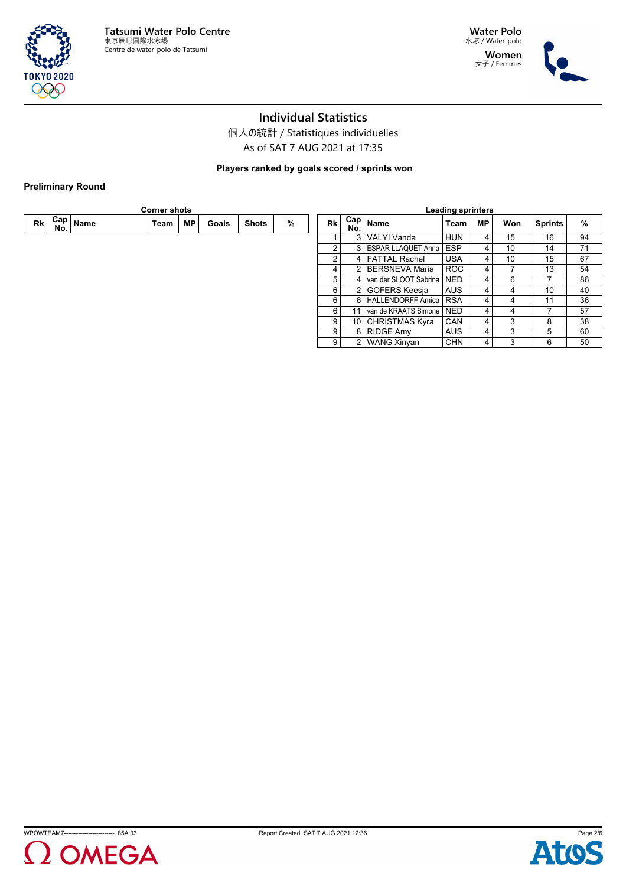Tatsumi Water Polo Centre
東京辰巳国際水泳場
Centre de water-polo de Tatsumi

Water Polo
水球 / Water-polo

Women
女子 / Femmes

# Individual Statistics

個人の統計 / Statistiques individuelles

As of SAT 7 AUG 2021 at 17:35

**Players ranked by goals scored / sprints won**

**Preliminary Round**

**Corner shots**

| Rk | Cap No. | Name | Team | MP | Goals | Shots | % |
|---|---|---|---|---|---|---|---|

**Leading sprinters**

| Rk | Cap No. | Name | Team | MP | Won | Sprints | % |
|---|---|---|---|---|---|---|---|
| 1 | 3 | VALYI Vanda | HUN | 4 | 15 | 16 | 94 |
| 2 | 3 | ESPAR LLAQUET Anna | ESP | 4 | 10 | 14 | 71 |
| 2 | 4 | FATTAL Rachel | USA | 4 | 10 | 15 | 67 |
| 4 | 2 | BERSNEVA Maria | ROC | 4 | 7 | 13 | 54 |
| 5 | 4 | van der SLOOT Sabrina | NED | 4 | 6 | 7 | 86 |
| 6 | 2 | GOFERS Keesja | AUS | 4 | 4 | 10 | 40 |
| 6 | 6 | HALLENDORFF Amica | RSA | 4 | 4 | 11 | 36 |
| 6 | 11 | van de KRAATS Simone | NED | 4 | 4 | 7 | 57 |
| 9 | 10 | CHRISTMAS Kyra | CAN | 4 | 3 | 8 | 38 |
| 9 | 8 | RIDGE Amy | AUS | 4 | 3 | 5 | 60 |
| 9 | 2 | WANG Xinyan | CHN | 4 | 3 | 6 | 50 |

WPOWTEAM7--------------------------_85A 33

Report Created SAT 7 AUG 2021 17:36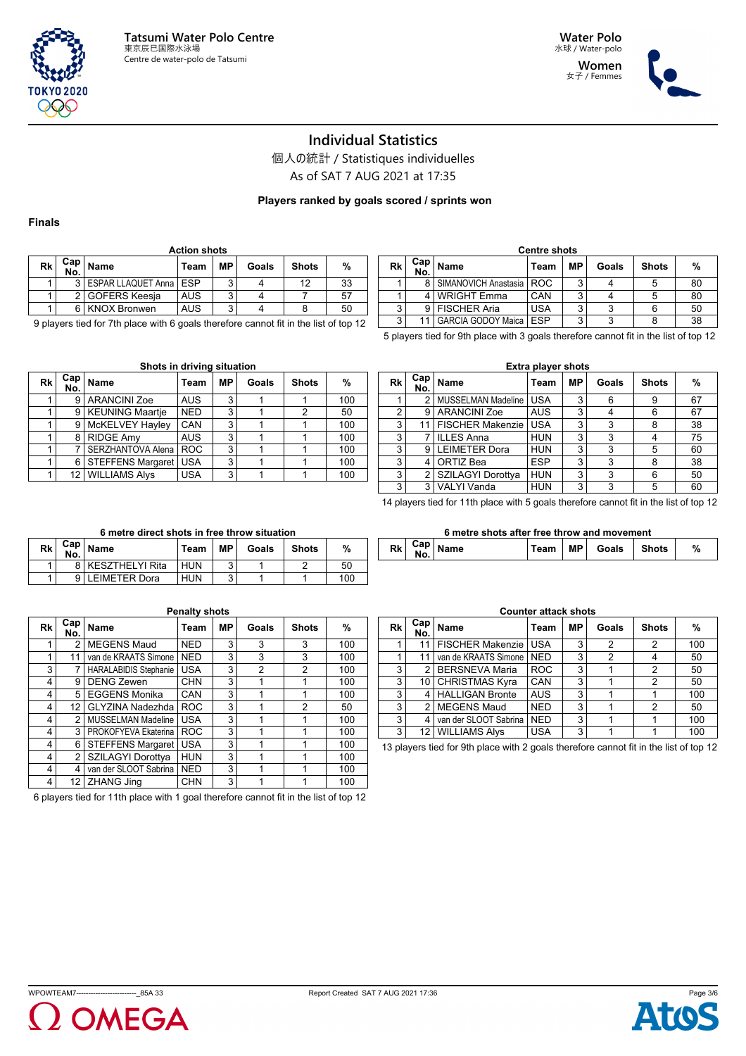Tatsumi Water Polo Centre
東京辰巳国際水泳場
Centre de water-polo de Tatsumi

Water Polo
水球 / Water-polo

Women
女子 / Femmes

# Individual Statistics

個人の統計 / Statistiques individuelles

As of SAT 7 AUG 2021 at 17:35

**Players ranked by goals scored / sprints won**

**Finals**

### Action shots

| Rk | Cap No. | Name | Team | MP | Goals | Shots | % |
|---|---|---|---|---|---|---|---|
| 1 | 3 | ESPAR LLAQUET Anna | ESP | 3 | 4 | 12 | 33 |
| 1 | 2 | GOFERS Keesja | AUS | 3 | 4 | 7 | 57 |
| 1 | 6 | KNOX Bronwen | AUS | 3 | 4 | 8 | 50 |

9 players tied for 7th place with 6 goals therefore cannot fit in the list of top 12

### Centre shots

| Rk | Cap No. | Name | Team | MP | Goals | Shots | % |
|---|---|---|---|---|---|---|---|
| 1 | 8 | SIMANOVICH Anastasia | ROC | 3 | 4 | 5 | 80 |
| 1 | 4 | WRIGHT Emma | CAN | 3 | 4 | 5 | 80 |
| 3 | 9 | FISCHER Aria | USA | 3 | 3 | 6 | 50 |
| 3 | 11 | GARCIA GODOY Maica | ESP | 3 | 3 | 8 | 38 |

5 players tied for 9th place with 3 goals therefore cannot fit in the list of top 12

### Shots in driving situation

| Rk | Cap No. | Name | Team | MP | Goals | Shots | % |
|---|---|---|---|---|---|---|---|
| 1 | 9 | ARANCINI Zoe | AUS | 3 | 1 | 1 | 100 |
| 1 | 9 | KEUNING Maartje | NED | 3 | 1 | 2 | 50 |
| 1 | 9 | McKELVEY Hayley | CAN | 3 | 1 | 1 | 100 |
| 1 | 8 | RIDGE Amy | AUS | 3 | 1 | 1 | 100 |
| 1 | 7 | SERZHANTOVA Alena | ROC | 3 | 1 | 1 | 100 |
| 1 | 6 | STEFFENS Margaret | USA | 3 | 1 | 1 | 100 |
| 1 | 12 | WILLIAMS Alys | USA | 3 | 1 | 1 | 100 |

### Extra player shots

| Rk | Cap No. | Name | Team | MP | Goals | Shots | % |
|---|---|---|---|---|---|---|---|
| 1 | 2 | MUSSELMAN Madeline | USA | 3 | 6 | 9 | 67 |
| 2 | 9 | ARANCINI Zoe | AUS | 3 | 4 | 6 | 67 |
| 3 | 11 | FISCHER Makenzie | USA | 3 | 3 | 8 | 38 |
| 3 | 7 | ILLES Anna | HUN | 3 | 3 | 4 | 75 |
| 3 | 9 | LEIMETER Dora | HUN | 3 | 3 | 5 | 60 |
| 3 | 4 | ORTIZ Bea | ESP | 3 | 3 | 8 | 38 |
| 3 | 2 | SZILAGYI Dorottya | HUN | 3 | 3 | 6 | 50 |
| 3 | 3 | VALYI Vanda | HUN | 3 | 3 | 5 | 60 |

14 players tied for 11th place with 5 goals therefore cannot fit in the list of top 12

### 6 metre direct shots in free throw situation

| Rk | Cap No. | Name | Team | MP | Goals | Shots | % |
|---|---|---|---|---|---|---|---|
| 1 | 8 | KESZTHELYI Rita | HUN | 3 | 1 | 2 | 50 |
| 1 | 9 | LEIMETER Dora | HUN | 3 | 1 | 1 | 100 |

### 6 metre shots after free throw and movement

| Rk | Cap No. | Name | Team | MP | Goals | Shots | % |
|---|---|---|---|---|---|---|---|

### Penalty shots

| Rk | Cap No. | Name | Team | MP | Goals | Shots | % |
|---|---|---|---|---|---|---|---|
| 1 | 2 | MEGENS Maud | NED | 3 | 3 | 3 | 100 |
| 1 | 11 | van de KRAATS Simone | NED | 3 | 3 | 3 | 100 |
| 3 | 7 | HARALABIDIS Stephanie | USA | 3 | 2 | 2 | 100 |
| 4 | 9 | DENG Zewen | CHN | 3 | 1 | 1 | 100 |
| 4 | 5 | EGGENS Monika | CAN | 3 | 1 | 1 | 100 |
| 4 | 12 | GLYZINA Nadezhda | ROC | 3 | 1 | 2 | 50 |
| 4 | 2 | MUSSELMAN Madeline | USA | 3 | 1 | 1 | 100 |
| 4 | 3 | PROKOFYEVA Ekaterina | ROC | 3 | 1 | 1 | 100 |
| 4 | 6 | STEFFENS Margaret | USA | 3 | 1 | 1 | 100 |
| 4 | 2 | SZILAGYI Dorottya | HUN | 3 | 1 | 1 | 100 |
| 4 | 4 | van der SLOOT Sabrina | NED | 3 | 1 | 1 | 100 |
| 4 | 12 | ZHANG Jing | CHN | 3 | 1 | 1 | 100 |

6 players tied for 11th place with 1 goal therefore cannot fit in the list of top 12

### Counter attack shots

| Rk | Cap No. | Name | Team | MP | Goals | Shots | % |
|---|---|---|---|---|---|---|---|
| 1 | 11 | FISCHER Makenzie | USA | 3 | 2 | 2 | 100 |
| 1 | 11 | van de KRAATS Simone | NED | 3 | 2 | 4 | 50 |
| 3 | 2 | BERSNEVA Maria | ROC | 3 | 1 | 2 | 50 |
| 3 | 10 | CHRISTMAS Kyra | CAN | 3 | 1 | 2 | 50 |
| 3 | 4 | HALLIGAN Bronte | AUS | 3 | 1 | 1 | 100 |
| 3 | 2 | MEGENS Maud | NED | 3 | 1 | 2 | 50 |
| 3 | 4 | van der SLOOT Sabrina | NED | 3 | 1 | 1 | 100 |
| 3 | 12 | WILLIAMS Alys | USA | 3 | 1 | 1 | 100 |

13 players tied for 9th place with 2 goals therefore cannot fit in the list of top 12

WPOWTEAM7------------------------_85A 33 Report Created SAT 7 AUG 2021 17:36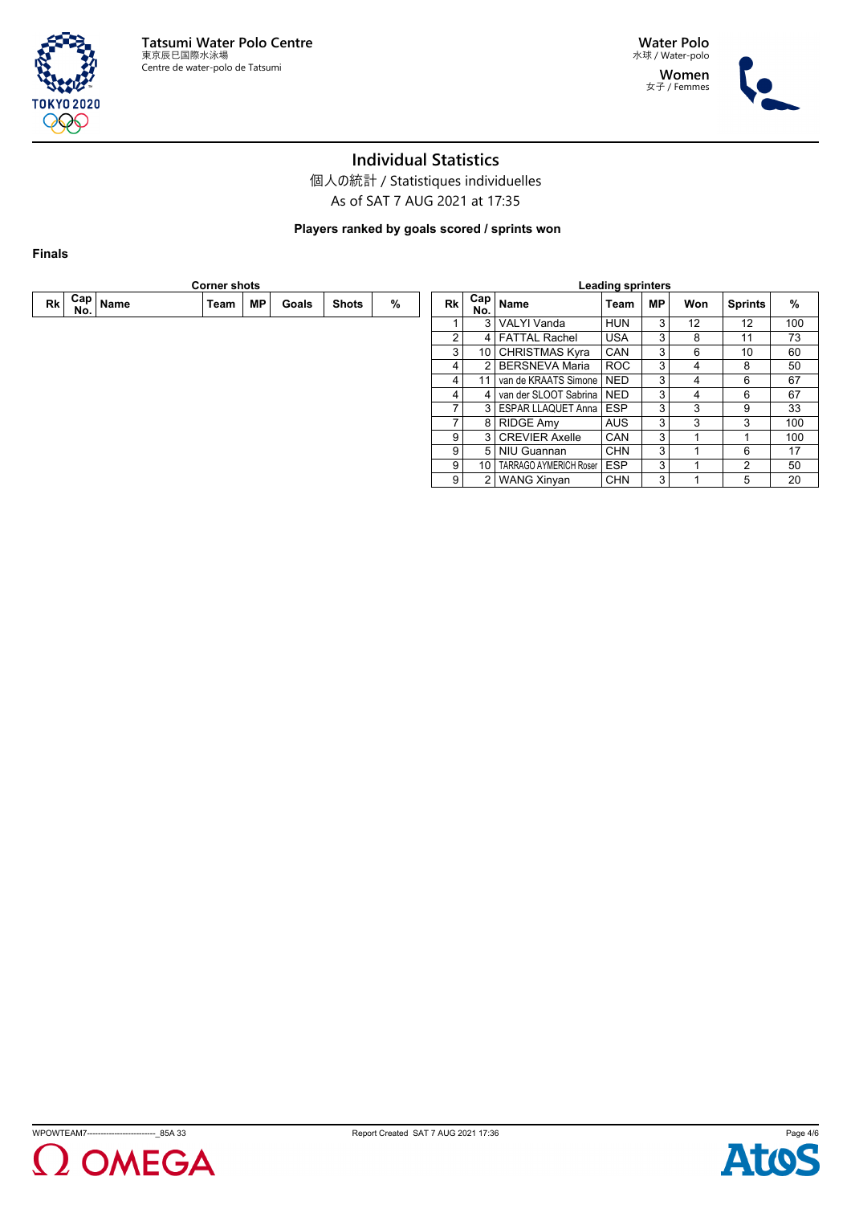## Individual Statistics

個人の統計 / Statistiques individuelles

As of SAT 7 AUG 2021 at 17:35

**Players ranked by goals scored / sprints won**

**Finals**

**Corner shots**

| Rk | Cap No. | Name | Team | MP | Goals | Shots | % |
|---|---|---|---|---|---|---|---|

**Leading sprinters**

| Rk | Cap No. | Name | Team | MP | Won | Sprints | % |
|---|---|---|---|---|---|---|---|
| 1 | 3 | VALYI Vanda | HUN | 3 | 12 | 12 | 100 |
| 2 | 4 | FATTAL Rachel | USA | 3 | 8 | 11 | 73 |
| 3 | 10 | CHRISTMAS Kyra | CAN | 3 | 6 | 10 | 60 |
| 4 | 2 | BERSNEVA Maria | ROC | 3 | 4 | 8 | 50 |
| 4 | 11 | van de KRAATS Simone | NED | 3 | 4 | 6 | 67 |
| 4 | 4 | van der SLOOT Sabrina | NED | 3 | 4 | 6 | 67 |
| 7 | 3 | ESPAR LLAQUET Anna | ESP | 3 | 3 | 9 | 33 |
| 7 | 8 | RIDGE Amy | AUS | 3 | 3 | 3 | 100 |
| 9 | 3 | CREVIER Axelle | CAN | 3 | 1 | 1 | 100 |
| 9 | 5 | NIU Guannan | CHN | 3 | 1 | 6 | 17 |
| 9 | 10 | TARRAGO AYMERICH Roser | ESP | 3 | 1 | 2 | 50 |
| 9 | 2 | WANG Xinyan | CHN | 3 | 1 | 5 | 20 |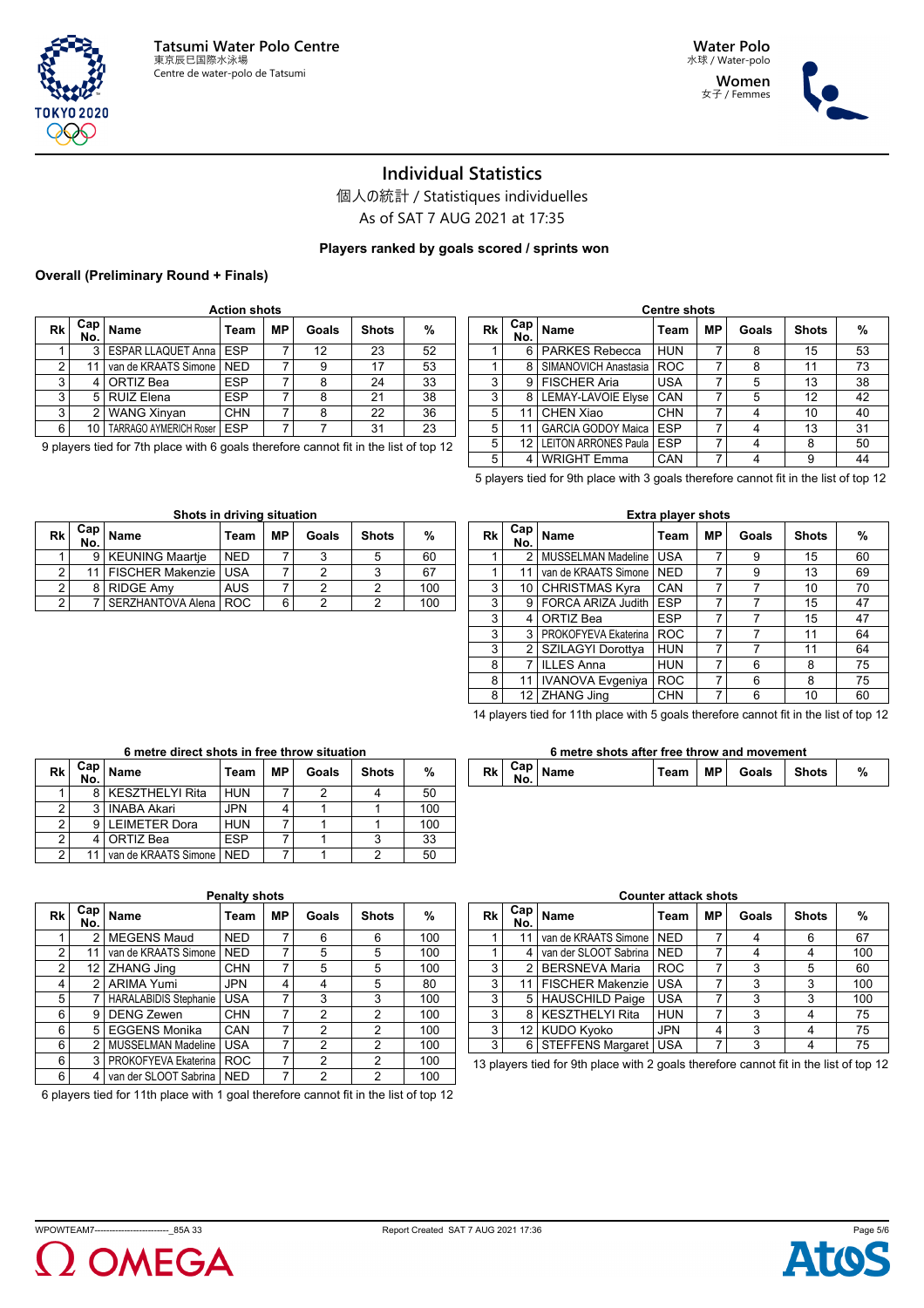Tatsumi Water Polo Centre
東京辰巳国際水泳場
Centre de water-polo de Tatsumi

Water Polo
水球 / Water-polo

Women
女子 / Femmes

# Individual Statistics

個人の統計 / Statistiques individuelles

As of SAT 7 AUG 2021 at 17:35

**Players ranked by goals scored / sprints won**

**Overall (Preliminary Round + Finals)**

### Action shots

| Rk | Cap No. | Name | Team | MP | Goals | Shots | % |
|---|---|---|---|---|---|---|---|
| 1 | 3 | ESPAR LLAQUET Anna | ESP | 7 | 12 | 23 | 52 |
| 2 | 11 | van de KRAATS Simone | NED | 7 | 9 | 17 | 53 |
| 3 | 4 | ORTIZ Bea | ESP | 7 | 8 | 24 | 33 |
| 3 | 5 | RUIZ Elena | ESP | 7 | 8 | 21 | 38 |
| 3 | 2 | WANG Xinyan | CHN | 7 | 8 | 22 | 36 |
| 6 | 10 | TARRAGO AYMERICH Roser | ESP | 7 | 7 | 31 | 23 |

9 players tied for 7th place with 6 goals therefore cannot fit in the list of top 12

### Centre shots

| Rk | Cap No. | Name | Team | MP | Goals | Shots | % |
|---|---|---|---|---|---|---|---|
| 1 | 6 | PARKES Rebecca | HUN | 7 | 8 | 15 | 53 |
| 1 | 8 | SIMANOVICH Anastasia | ROC | 7 | 8 | 11 | 73 |
| 3 | 9 | FISCHER Aria | USA | 7 | 5 | 13 | 38 |
| 3 | 8 | LEMAY-LAVOIE Elyse | CAN | 7 | 5 | 12 | 42 |
| 5 | 11 | CHEN Xiao | CHN | 7 | 4 | 10 | 40 |
| 5 | 11 | GARCIA GODOY Maica | ESP | 7 | 4 | 13 | 31 |
| 5 | 12 | LEITON ARRONES Paula | ESP | 7 | 4 | 8 | 50 |
| 5 | 4 | WRIGHT Emma | CAN | 7 | 4 | 9 | 44 |

5 players tied for 9th place with 3 goals therefore cannot fit in the list of top 12

### Shots in driving situation

| Rk | Cap No. | Name | Team | MP | Goals | Shots | % |
|---|---|---|---|---|---|---|---|
| 1 | 9 | KEUNING Maartje | NED | 7 | 3 | 5 | 60 |
| 2 | 11 | FISCHER Makenzie | USA | 7 | 2 | 3 | 67 |
| 2 | 8 | RIDGE Amy | AUS | 7 | 2 | 2 | 100 |
| 2 | 7 | SERZHANTOVA Alena | ROC | 6 | 2 | 2 | 100 |

### Extra player shots

| Rk | Cap No. | Name | Team | MP | Goals | Shots | % |
|---|---|---|---|---|---|---|---|
| 1 | 2 | MUSSELMAN Madeline | USA | 7 | 9 | 15 | 60 |
| 1 | 11 | van de KRAATS Simone | NED | 7 | 9 | 13 | 69 |
| 3 | 10 | CHRISTMAS Kyra | CAN | 7 | 7 | 10 | 70 |
| 3 | 9 | FORCA ARIZA Judith | ESP | 7 | 7 | 15 | 47 |
| 3 | 4 | ORTIZ Bea | ESP | 7 | 7 | 15 | 47 |
| 3 | 3 | PROKOFYEVA Ekaterina | ROC | 7 | 7 | 11 | 64 |
| 3 | 2 | SZILAGYI Dorottya | HUN | 7 | 7 | 11 | 64 |
| 8 | 7 | ILLES Anna | HUN | 7 | 6 | 8 | 75 |
| 8 | 11 | IVANOVA Evgeniya | ROC | 7 | 6 | 8 | 75 |
| 8 | 12 | ZHANG Jing | CHN | 7 | 6 | 10 | 60 |

14 players tied for 11th place with 5 goals therefore cannot fit in the list of top 12

### 6 metre direct shots in free throw situation

| Rk | Cap No. | Name | Team | MP | Goals | Shots | % |
|---|---|---|---|---|---|---|---|
| 1 | 8 | KESZTHELYI Rita | HUN | 7 | 2 | 4 | 50 |
| 2 | 3 | INABA Akari | JPN | 4 | 1 | 1 | 100 |
| 2 | 9 | LEIMETER Dora | HUN | 7 | 1 | 1 | 100 |
| 2 | 4 | ORTIZ Bea | ESP | 7 | 1 | 3 | 33 |
| 2 | 11 | van de KRAATS Simone | NED | 7 | 1 | 2 | 50 |

### 6 metre shots after free throw and movement

| Rk | Cap No. | Name | Team | MP | Goals | Shots | % |
|---|---|---|---|---|---|---|---|

### Penalty shots

| Rk | Cap No. | Name | Team | MP | Goals | Shots | % |
|---|---|---|---|---|---|---|---|
| 1 | 2 | MEGENS Maud | NED | 7 | 6 | 6 | 100 |
| 2 | 11 | van de KRAATS Simone | NED | 7 | 5 | 5 | 100 |
| 2 | 12 | ZHANG Jing | CHN | 7 | 5 | 5 | 100 |
| 4 | 2 | ARIMA Yumi | JPN | 4 | 4 | 5 | 80 |
| 5 | 7 | HARALABIDIS Stephanie | USA | 7 | 3 | 3 | 100 |
| 6 | 9 | DENG Zewen | CHN | 7 | 2 | 2 | 100 |
| 6 | 5 | EGGENS Monika | CAN | 7 | 2 | 2 | 100 |
| 6 | 2 | MUSSELMAN Madeline | USA | 7 | 2 | 2 | 100 |
| 6 | 3 | PROKOFYEVA Ekaterina | ROC | 7 | 2 | 2 | 100 |
| 6 | 4 | van der SLOOT Sabrina | NED | 7 | 2 | 2 | 100 |

6 players tied for 11th place with 1 goal therefore cannot fit in the list of top 12

### Counter attack shots

| Rk | Cap No. | Name | Team | MP | Goals | Shots | % |
|---|---|---|---|---|---|---|---|
| 1 | 11 | van de KRAATS Simone | NED | 7 | 4 | 6 | 67 |
| 1 | 4 | van der SLOOT Sabrina | NED | 7 | 4 | 4 | 100 |
| 3 | 2 | BERSNEVA Maria | ROC | 7 | 3 | 5 | 60 |
| 3 | 11 | FISCHER Makenzie | USA | 7 | 3 | 3 | 100 |
| 3 | 5 | HAUSCHILD Paige | USA | 7 | 3 | 3 | 100 |
| 3 | 8 | KESZTHELYI Rita | HUN | 7 | 3 | 4 | 75 |
| 3 | 12 | KUDO Kyoko | JPN | 4 | 3 | 4 | 75 |
| 3 | 6 | STEFFENS Margaret | USA | 7 | 3 | 4 | 75 |

13 players tied for 9th place with 2 goals therefore cannot fit in the list of top 12

WPOWTEAM7------------------------_85A 33    Report Created SAT 7 AUG 2021 17:36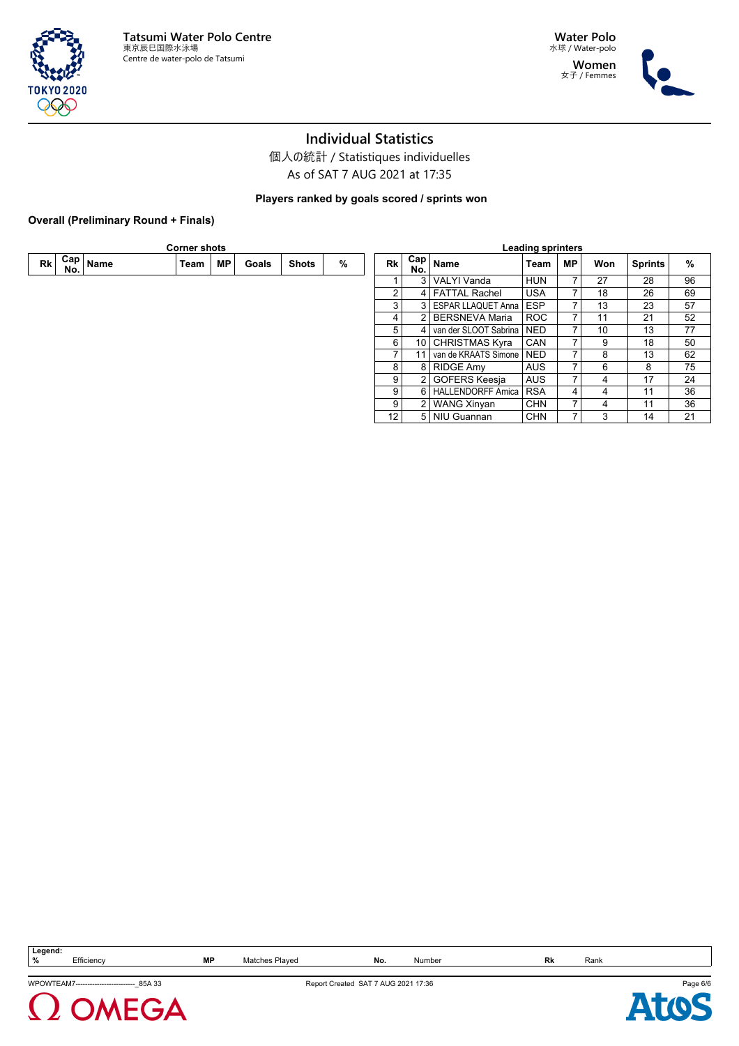Tatsumi Water Polo Centre
東京辰巳国際水泳場
Centre de water-polo de Tatsumi

Water Polo
水球 / Water-polo
Women
女子 / Femmes

# Individual Statistics

個人の統計 / Statistiques individuelles

As of SAT 7 AUG 2021 at 17:35

**Players ranked by goals scored / sprints won**

**Overall (Preliminary Round + Finals)**

### Corner shots

| Rk | Cap No. | Name | Team | MP | Goals | Shots | % |
|---|---|---|---|---|---|---|---|

### Leading sprinters

| Rk | Cap No. | Name | Team | MP | Won | Sprints | % |
|---|---|---|---|---|---|---|---|
| 1 | 3 | VALYI Vanda | HUN | 7 | 27 | 28 | 96 |
| 2 | 4 | FATTAL Rachel | USA | 7 | 18 | 26 | 69 |
| 3 | 3 | ESPAR LLAQUET Anna | ESP | 7 | 13 | 23 | 57 |
| 4 | 2 | BERSNEVA Maria | ROC | 7 | 11 | 21 | 52 |
| 5 | 4 | van der SLOOT Sabrina | NED | 7 | 10 | 13 | 77 |
| 6 | 10 | CHRISTMAS Kyra | CAN | 7 | 9 | 18 | 50 |
| 7 | 11 | van de KRAATS Simone | NED | 7 | 8 | 13 | 62 |
| 8 | 8 | RIDGE Amy | AUS | 7 | 6 | 8 | 75 |
| 9 | 2 | GOFERS Keesja | AUS | 7 | 4 | 17 | 24 |
| 9 | 6 | HALLENDORFF Amica | RSA | 4 | 4 | 11 | 36 |
| 9 | 2 | WANG Xinyan | CHN | 7 | 4 | 11 | 36 |
| 12 | 5 | NIU Guannan | CHN | 7 | 3 | 14 | 21 |

**Legend:**

| % | Efficiency | MP | Matches Played | No. | Number | Rk | Rank |
|---|---|---|---|---|---|---|---|

WPOWTEAM7-------------------------_85A 33    Report Created SAT 7 AUG 2021 17:36